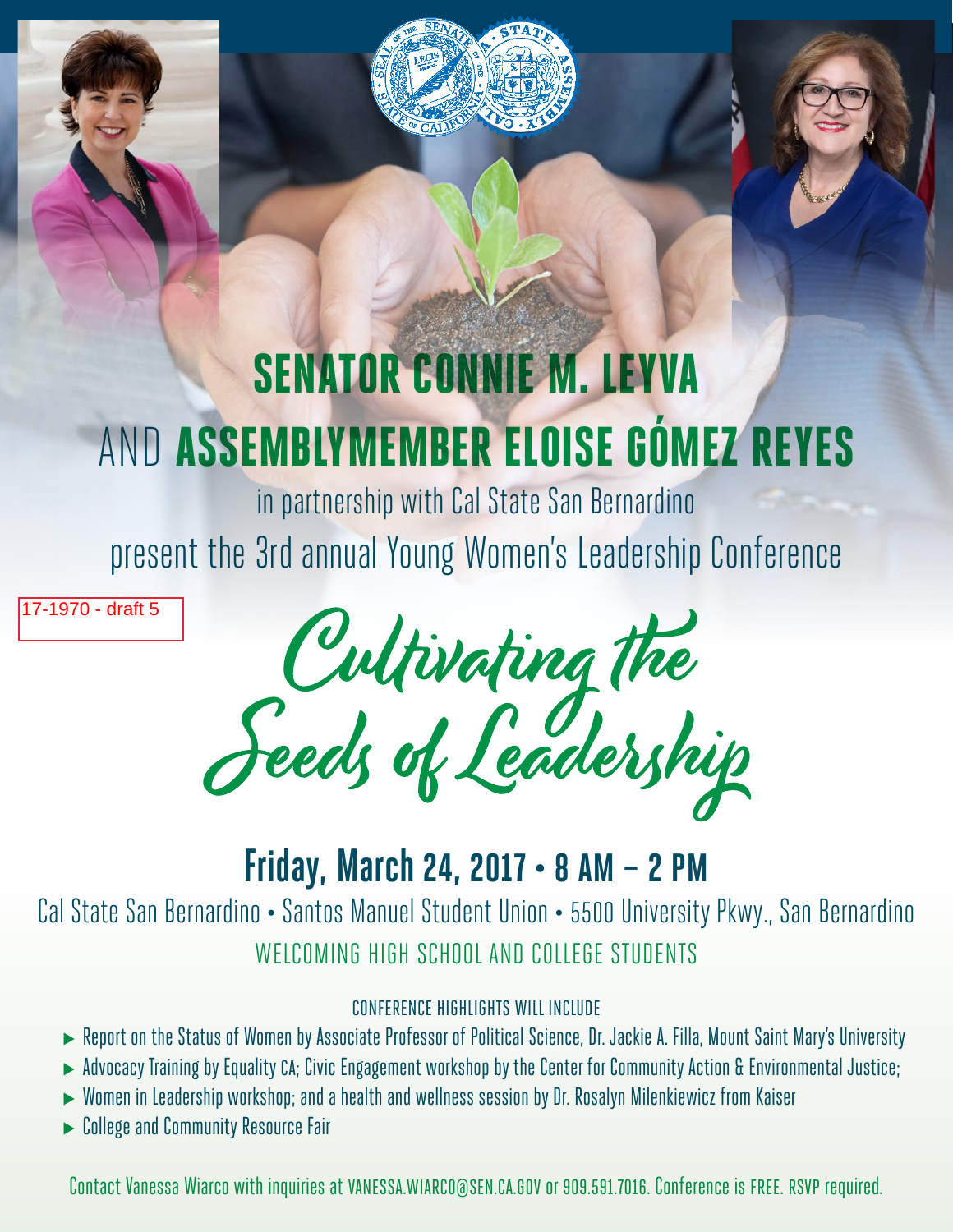17-1970 - draft 5

# SENATOR CONNIE M. LEYVA

# AND ASSEMBLYMEMBER ELOISE GÓMEZ REYES

in partnership with Cal State San Bernardino

present the 3rd annual Young Women's Leadership Conference

# Cultivating the Seeds of Leadership

## Friday, March 24, 2017 • 8 AM – 2 PM

Cal State San Bernardino • Santos Manuel Student Union • 5500 University Pkwy., San Bernardino

WELCOMING HIGH SCHOOL AND COLLEGE STUDENTS

CONFERENCE HIGHLIGHTS WILL INCLUDE

- Report on the Status of Women by Associate Professor of Political Science, Dr. Jackie A. Filla, Mount Saint Mary's University
- Advocacy Training by Equality CA; Civic Engagement workshop by the Center for Community Action & Environmental Justice;
- Women in Leadership workshop; and a health and wellness session by Dr. Rosalyn Milenkiewicz from Kaiser
- College and Community Resource Fair

Contact Vanessa Wiarco with inquiries at VANESSA.WIARCO@SEN.CA.GOV or 909.591.7016. Conference is FREE. RSVP required.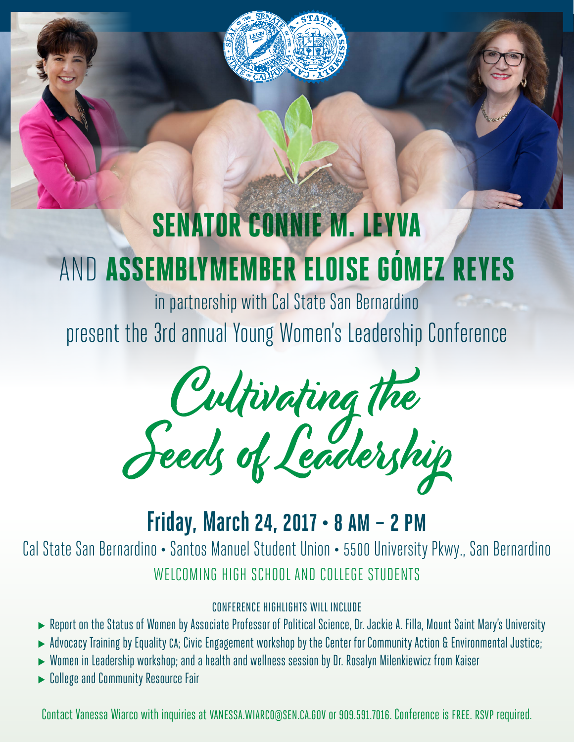# SENATOR CONNIE M. LEYVA

# AND ASSEMBLYMEMBER ELOISE GÓMEZ REYES

in partnership with Cal State San Bernardino

present the 3rd annual Young Women's Leadership Conference

## *Cultivating the Seeds of Leadership*

## Friday, March 24, 2017 • 8 AM – 2 PM

Cal State San Bernardino • Santos Manuel Student Union • 5500 University Pkwy., San Bernardino

WELCOMING HIGH SCHOOL AND COLLEGE STUDENTS

CONFERENCE HIGHLIGHTS WILL INCLUDE

- Report on the Status of Women by Associate Professor of Political Science, Dr. Jackie A. Filla, Mount Saint Mary's University
- Advocacy Training by Equality CA; Civic Engagement workshop by the Center for Community Action & Environmental Justice;
- Women in Leadership workshop; and a health and wellness session by Dr. Rosalyn Milenkiewicz from Kaiser
- College and Community Resource Fair

Contact Vanessa Wiarco with inquiries at VANESSA.WIARCO@SEN.CA.GOV or 909.591.7016. Conference is FREE. RSVP required.